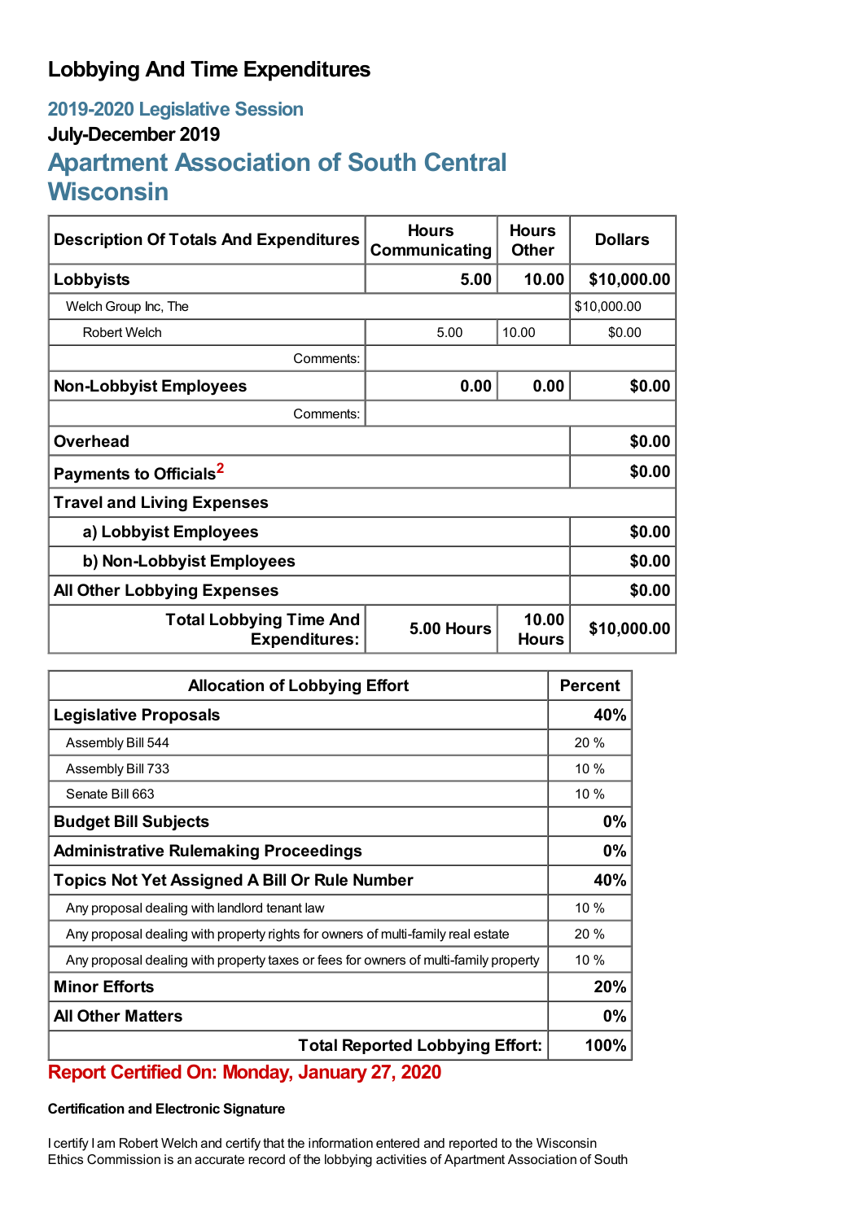# Lobbying And Time Expenditures

## 2019-2020 Legislative Session

### July-December 2019

## Apartment Association of South Central Wisconsin

| Description Of Totals And Expenditures | Hours Communicating | Hours Other | Dollars |
|---|---|---|---|
| **Lobbyists** | **5.00** | **10.00** | **$10,000.00** |
| Welch Group Inc, The | | | $10,000.00 |
| Robert Welch | 5.00 | 10.00 | $0.00 |
| Comments: | | | |
| **Non-Lobbyist Employees** | **0.00** | **0.00** | **$0.00** |
| Comments: | | | |
| **Overhead** | | | **$0.00** |
| **Payments to Officials**[2] | | | **$0.00** |
| **Travel and Living Expenses** | | | |
| **a) Lobbyist Employees** | | | **$0.00** |
| **b) Non-Lobbyist Employees** | | | **$0.00** |
| **All Other Lobbying Expenses** | | | **$0.00** |
| **Total Lobbying Time And Expenditures:** | **5.00 Hours** | **10.00 Hours** | **$10,000.00** |

| Allocation of Lobbying Effort | Percent |
|---|---|
| **Legislative Proposals** | **40%** |
| Assembly Bill 544 | 20 % |
| Assembly Bill 733 | 10 % |
| Senate Bill 663 | 10 % |
| **Budget Bill Subjects** | **0%** |
| **Administrative Rulemaking Proceedings** | **0%** |
| **Topics Not Yet Assigned A Bill Or Rule Number** | **40%** |
| Any proposal dealing with landlord tenant law | 10 % |
| Any proposal dealing with property rights for owners of multi-family real estate | 20 % |
| Any proposal dealing with property taxes or fees for owners of multi-family property | 10 % |
| **Minor Efforts** | **20%** |
| **All Other Matters** | **0%** |
| **Total Reported Lobbying Effort:** | **100%** |

**Report Certified On: Monday, January 27, 2020**

**Certification and Electronic Signature**

I certify I am Robert Welch and certify that the information entered and reported to the Wisconsin Ethics Commission is an accurate record of the lobbying activities of Apartment Association of South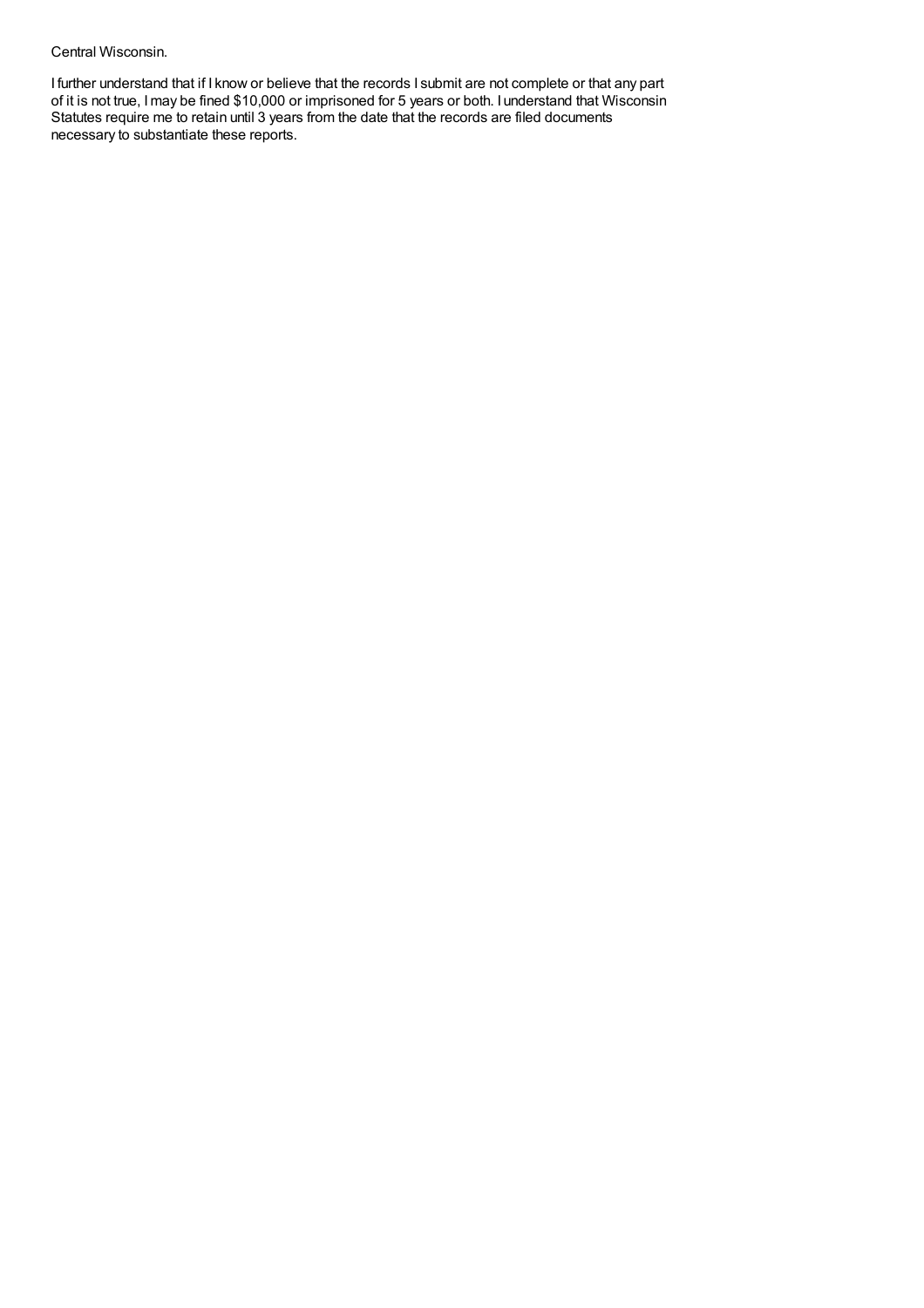Central Wisconsin.

I further understand that if I know or believe that the records I submit are not complete or that any part of it is not true, I may be fined $10,000 or imprisoned for 5 years or both. I understand that Wisconsin Statutes require me to retain until 3 years from the date that the records are filed documents necessary to substantiate these reports.